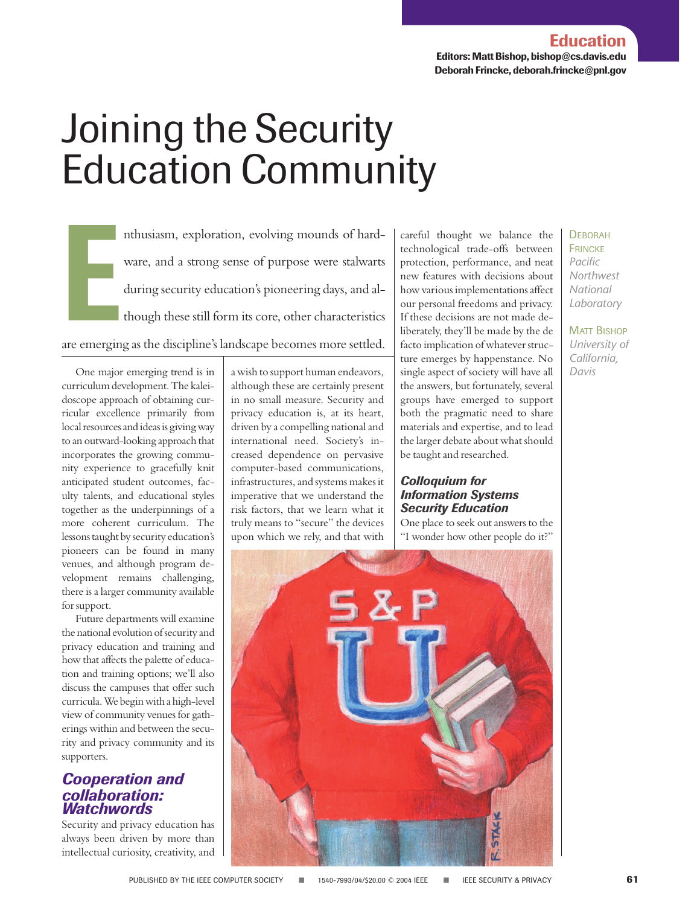Education

Editors: Matt Bishop, bishop@cs.davis.edu
Deborah Frincke, deborah.frincke@pnl.gov

# Joining the Security Education Community

DEBORAH FRINCKE
*Pacific Northwest National Laboratory*

MATT BISHOP
*University of California, Davis*

Enthusiasm, exploration, evolving mounds of hardware, and a strong sense of purpose were stalwarts during security education's pioneering days, and although these still form its core, other characteristics are emerging as the discipline's landscape becomes more settled.

One major emerging trend is in curriculum development. The kaleidoscope approach of obtaining curricular excellence primarily from local resources and ideas is giving way to an outward-looking approach that incorporates the growing community experience to gracefully knit anticipated student outcomes, faculty talents, and educational styles together as the underpinnings of a more coherent curriculum. The lessons taught by security education's pioneers can be found in many venues, and although program development remains challenging, there is a larger community available for support.

Future departments will examine the national evolution of security and privacy education and training and how that affects the palette of education and training options; we'll also discuss the campuses that offer such curricula. We begin with a high-level view of community venues for gatherings within and between the security and privacy community and its supporters.

## Cooperation and collaboration: Watchwords

Security and privacy education has always been driven by more than intellectual curiosity, creativity, and a wish to support human endeavors, although these are certainly present in no small measure. Security and privacy education is, at its heart, driven by a compelling national and international need. Society's increased dependence on pervasive computer-based communications, infrastructures, and systems makes it imperative that we understand the risk factors, that we learn what it truly means to "secure" the devices upon which we rely, and that with careful thought we balance the technological trade-offs between protection, performance, and neat new features with decisions about how various implementations affect our personal freedoms and privacy. If these decisions are not made deliberately, they'll be made by the de facto implication of whatever structure emerges by happenstance. No single aspect of society will have all the answers, but fortunately, several groups have emerged to support both the pragmatic need to share materials and expertise, and to lead the larger debate about what should be taught and researched.

### Colloquium for Information Systems Security Education

One place to seek out answers to the "I wonder how other people do it?"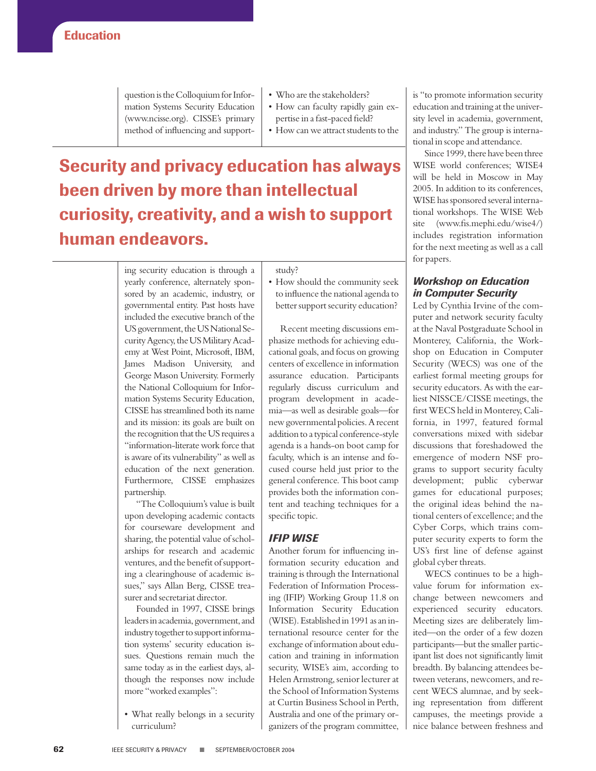question is the Colloquium for Information Systems Security Education (www.ncisse.org). CISSE's primary method of influencing and supporting security education is through a yearly conference, alternately sponsored by an academic, industry, or governmental entity. Past hosts have included the executive branch of the US government, the US National Security Agency, the US Military Academy at West Point, Microsoft, IBM, James Madison University, and George Mason University. Formerly the National Colloquium for Information Systems Security Education, CISSE has streamlined both its name and its mission: its goals are built on the recognition that the US requires a "information-literate work force that is aware of its vulnerability" as well as education of the next generation. Furthermore, CISSE emphasizes partnership.

"The Colloquium's value is built upon developing academic contacts for courseware development and sharing, the potential value of scholarships for research and academic ventures, and the benefit of supporting a clearinghouse of academic issues," says Allan Berg, CISSE treasurer and secretariat director.

Founded in 1997, CISSE brings leaders in academia, government, and industry together to support information systems' security education issues. Questions remain much the same today as in the earliest days, although the responses now include more "worked examples":

- What really belongs in a security curriculum?
- Who are the stakeholders?
- How can faculty rapidly gain expertise in a fast-paced field?
- How can we attract students to the study?
- How should the community seek to influence the national agenda to better support security education?

**Security and privacy education has always been driven by more than intellectual curiosity, creativity, and a wish to support human endeavors.**

Recent meeting discussions emphasize methods for achieving educational goals, and focus on growing centers of excellence in information assurance education. Participants regularly discuss curriculum and program development in academia—as well as desirable goals—for new governmental policies. A recent addition to a typical conference-style agenda is a hands-on boot camp for faculty, which is an intense and focused course held just prior to the general conference. This boot camp provides both the information content and teaching techniques for a specific topic.

### IFIP WISE

Another forum for influencing information security education and training is through the International Federation of Information Processing (IFIP) Working Group 11.8 on Information Security Education (WISE). Established in 1991 as an international resource center for the exchange of information about education and training in information security, WISE's aim, according to Helen Armstrong, senior lecturer at the School of Information Systems at Curtin Business School in Perth, Australia and one of the primary organizers of the program committee, is "to promote information security education and training at the university level in academia, government, and industry." The group is international in scope and attendance.

Since 1999, there have been three WISE world conferences; WISE4 will be held in Moscow in May 2005. In addition to its conferences, WISE has sponsored several international workshops. The WISE Web site (www.fis.mephi.edu/wise4/) includes registration information for the next meeting as well as a call for papers.

### Workshop on Education in Computer Security

Led by Cynthia Irvine of the computer and network security faculty at the Naval Postgraduate School in Monterey, California, the Workshop on Education in Computer Security (WECS) was one of the earliest formal meeting groups for security educators. As with the earliest NISSCE/CISSE meetings, the first WECS held in Monterey, California, in 1997, featured formal conversations mixed with sidebar discussions that foreshadowed the emergence of modern NSF programs to support security faculty development; public cyberwar games for educational purposes; the original ideas behind the national centers of excellence; and the Cyber Corps, which trains computer security experts to form the US's first line of defense against global cyber threats.

WECS continues to be a high-value forum for information exchange between newcomers and experienced security educators. Meeting sizes are deliberately limited—on the order of a few dozen participants—but the smaller participant list does not significantly limit breadth. By balancing attendees between veterans, newcomers, and recent WECS alumnae, and by seeking representation from different campuses, the meetings provide a nice balance between freshness and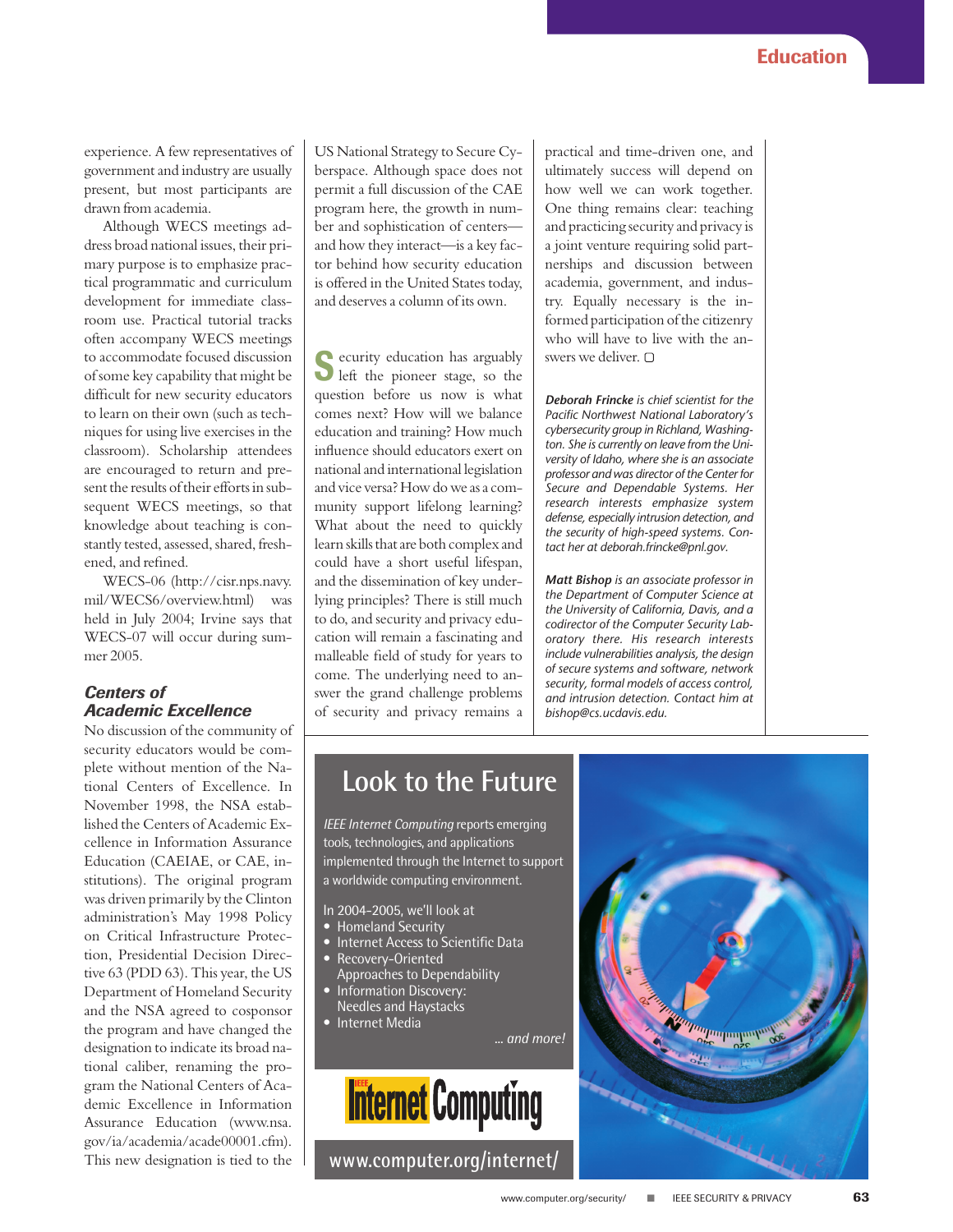experience. A few representatives of government and industry are usually present, but most participants are drawn from academia.

Although WECS meetings address broad national issues, their primary purpose is to emphasize practical programmatic and curriculum development for immediate classroom use. Practical tutorial tracks often accompany WECS meetings to accommodate focused discussion of some key capability that might be difficult for new security educators to learn on their own (such as techniques for using live exercises in the classroom). Scholarship attendees are encouraged to return and present the results of their efforts in subsequent WECS meetings, so that knowledge about teaching is constantly tested, assessed, shared, freshened, and refined.

WECS-06 (http://cisr.nps.navy.mil/WECS6/overview.html) was held in July 2004; Irvine says that WECS-07 will occur during summer 2005.

### Centers of Academic Excellence

No discussion of the community of security educators would be complete without mention of the National Centers of Excellence. In November 1998, the NSA established the Centers of Academic Excellence in Information Assurance Education (CAEIAE, or CAE, institutions). The original program was driven primarily by the Clinton administration's May 1998 Policy on Critical Infrastructure Protection, Presidential Decision Directive 63 (PDD 63). This year, the US Department of Homeland Security and the NSA agreed to cosponsor the program and have changed the designation to indicate its broad national caliber, renaming the program the National Centers of Academic Excellence in Information Assurance Education (www.nsa.gov/ia/academia/acade00001.cfm). This new designation is tied to the US National Strategy to Secure Cyberspace. Although space does not permit a full discussion of the CAE program here, the growth in number and sophistication of centers—and how they interact—is a key factor behind how security education is offered in the United States today, and deserves a column of its own.

Security education has arguably left the pioneer stage, so the question before us now is what comes next? How will we balance education and training? How much influence should educators exert on national and international legislation and vice versa? How do we as a community support lifelong learning? What about the need to quickly learn skills that are both complex and could have a short useful lifespan, and the dissemination of key underlying principles? There is still much to do, and security and privacy education will remain a fascinating and malleable field of study for years to come. The underlying need to answer the grand challenge problems of security and privacy remains a practical and time-driven one, and ultimately success will depend on how well we can work together. One thing remains clear: teaching and practicing security and privacy is a joint venture requiring solid partnerships and discussion between academia, government, and industry. Equally necessary is the informed participation of the citizenry who will have to live with the answers we deliver. ▢

***Deborah Frincke*** *is chief scientist for the Pacific Northwest National Laboratory's cybersecurity group in Richland, Washington. She is currently on leave from the University of Idaho, where she is an associate professor and was director of the Center for Secure and Dependable Systems. Her research interests emphasize system defense, especially intrusion detection, and the security of high-speed systems. Contact her at deborah.frincke@pnl.gov.*

***Matt Bishop*** *is an associate professor in the Department of Computer Science at the University of California, Davis, and a codirector of the Computer Security Laboratory there. His research interests include vulnerabilities analysis, the design of secure systems and software, network security, formal models of access control, and intrusion detection. Contact him at bishop@cs.ucdavis.edu.*

## Look to the Future

*IEEE Internet Computing* reports emerging tools, technologies, and applications implemented through the Internet to support a worldwide computing environment.

In 2004–2005, we'll look at

- Homeland Security
- Internet Access to Scientific Data
- Recovery-Oriented Approaches to Dependability
- Information Discovery: Needles and Haystacks
- Internet Media

*... and more!*

IEEE Internet Computing

www.computer.org/internet/